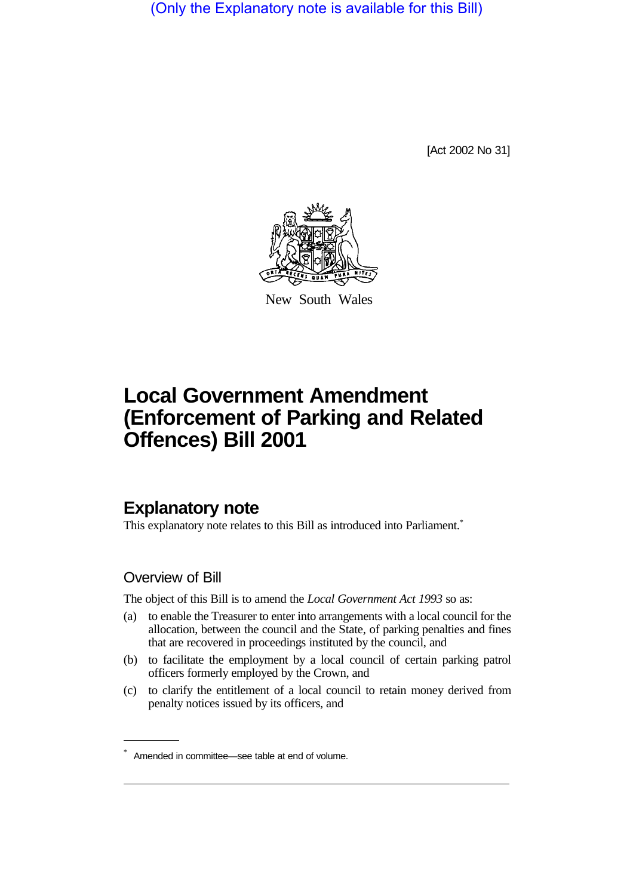(Only the Explanatory note is available for this Bill)

[Act 2002 No 31]

New South Wales

# Local Government Amendment (Enforcement of Parking and Related Offences) Bill 2001

## Explanatory note

This explanatory note relates to this Bill as introduced into Parliament.*

### Overview of Bill

The object of this Bill is to amend the *Local Government Act 1993* so as:

(a) to enable the Treasurer to enter into arrangements with a local council for the allocation, between the council and the State, of parking penalties and fines that are recovered in proceedings instituted by the council, and

(b) to facilitate the employment by a local council of certain parking patrol officers formerly employed by the Crown, and

(c) to clarify the entitlement of a local council to retain money derived from penalty notices issued by its officers, and

* Amended in committee—see table at end of volume.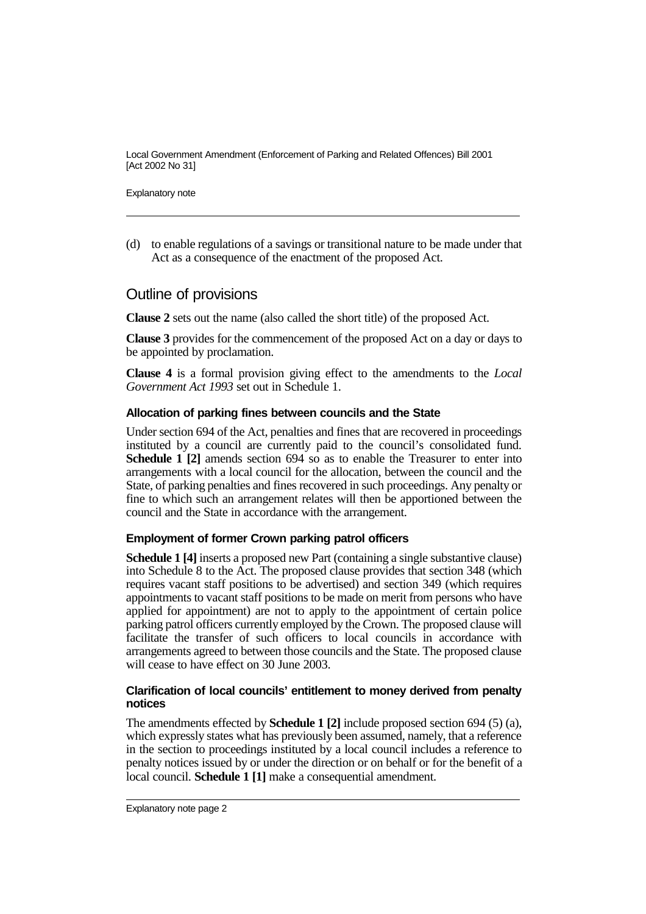(d) to enable regulations of a savings or transitional nature to be made under that Act as a consequence of the enactment of the proposed Act.

## Outline of provisions

**Clause 2** sets out the name (also called the short title) of the proposed Act.

**Clause 3** provides for the commencement of the proposed Act on a day or days to be appointed by proclamation.

**Clause 4** is a formal provision giving effect to the amendments to the *Local Government Act 1993* set out in Schedule 1.

### Allocation of parking fines between councils and the State

Under section 694 of the Act, penalties and fines that are recovered in proceedings instituted by a council are currently paid to the council's consolidated fund. **Schedule 1 [2]** amends section 694 so as to enable the Treasurer to enter into arrangements with a local council for the allocation, between the council and the State, of parking penalties and fines recovered in such proceedings. Any penalty or fine to which such an arrangement relates will then be apportioned between the council and the State in accordance with the arrangement.

### Employment of former Crown parking patrol officers

**Schedule 1 [4]** inserts a proposed new Part (containing a single substantive clause) into Schedule 8 to the Act. The proposed clause provides that section 348 (which requires vacant staff positions to be advertised) and section 349 (which requires appointments to vacant staff positions to be made on merit from persons who have applied for appointment) are not to apply to the appointment of certain police parking patrol officers currently employed by the Crown. The proposed clause will facilitate the transfer of such officers to local councils in accordance with arrangements agreed to between those councils and the State. The proposed clause will cease to have effect on 30 June 2003.

### Clarification of local councils' entitlement to money derived from penalty notices

The amendments effected by **Schedule 1 [2]** include proposed section 694 (5) (a), which expressly states what has previously been assumed, namely, that a reference in the section to proceedings instituted by a local council includes a reference to penalty notices issued by or under the direction or on behalf or for the benefit of a local council. **Schedule 1 [1]** make a consequential amendment.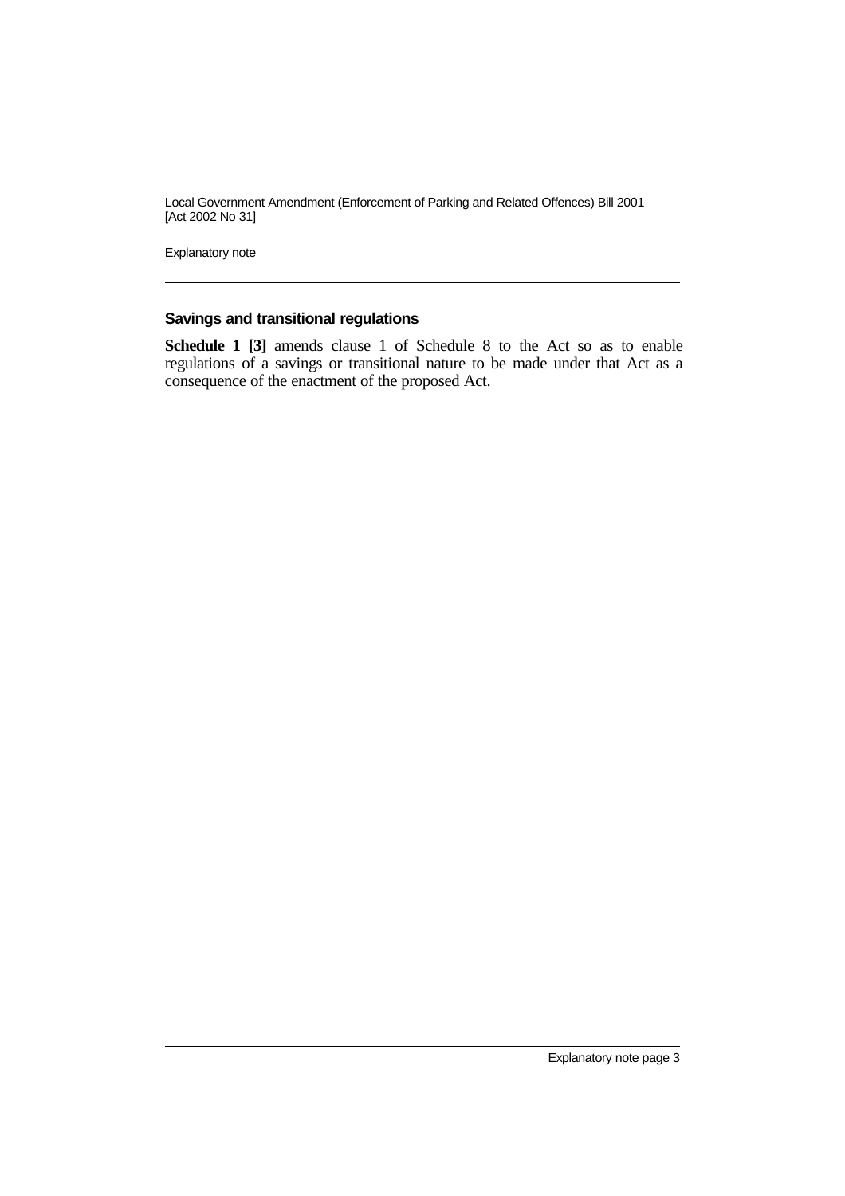## Savings and transitional regulations

**Schedule 1 [3]** amends clause 1 of Schedule 8 to the Act so as to enable regulations of a savings or transitional nature to be made under that Act as a consequence of the enactment of the proposed Act.